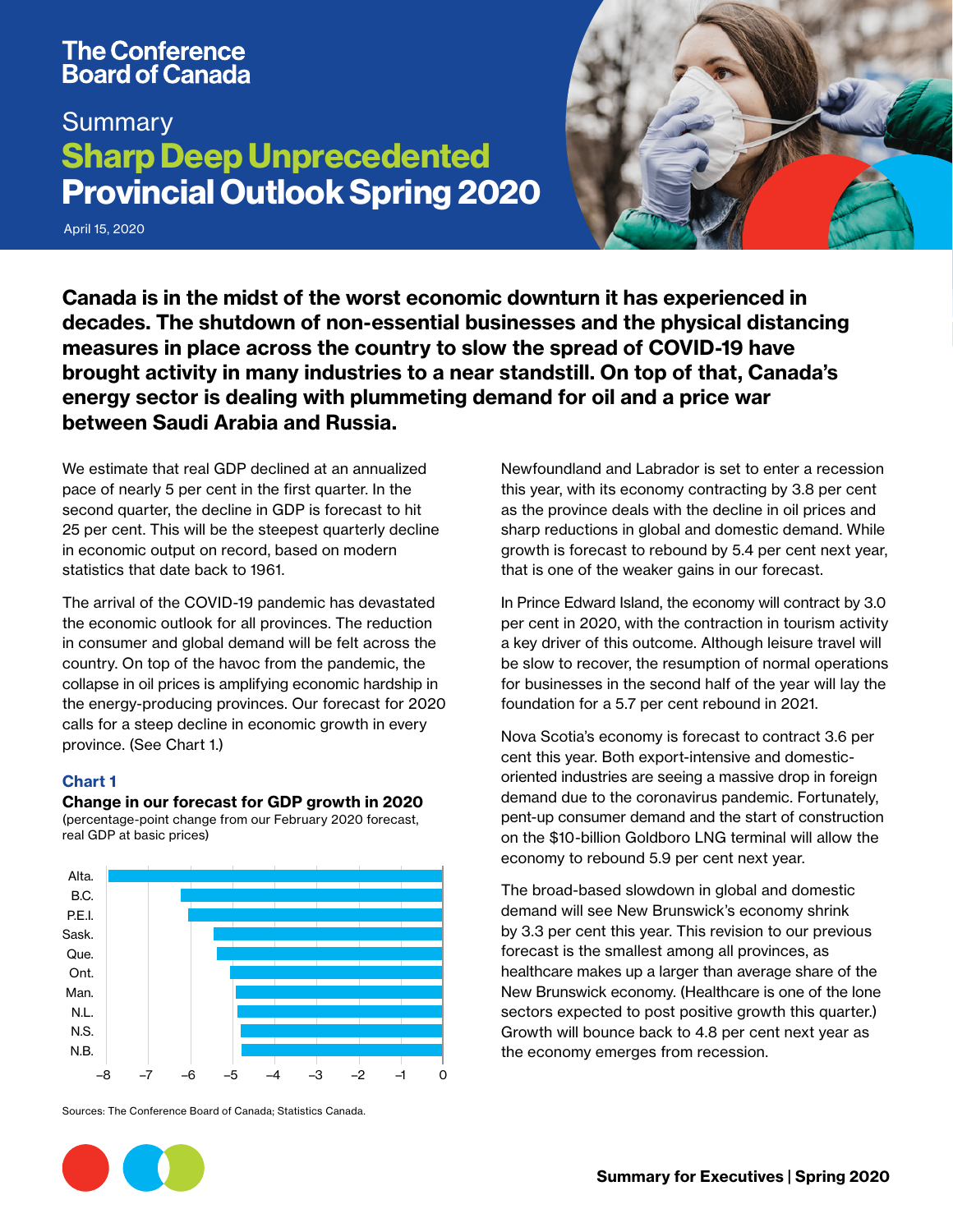The Conference Board of Canada

# Summary
# Sharp Deep Unprecedented Provincial Outlook Spring 2020

April 15, 2020

**Canada is in the midst of the worst economic downturn it has experienced in decades. The shutdown of non-essential businesses and the physical distancing measures in place across the country to slow the spread of COVID-19 have brought activity in many industries to a near standstill. On top of that, Canada's energy sector is dealing with plummeting demand for oil and a price war between Saudi Arabia and Russia.**

We estimate that real GDP declined at an annualized pace of nearly 5 per cent in the first quarter. In the second quarter, the decline in GDP is forecast to hit 25 per cent. This will be the steepest quarterly decline in economic output on record, based on modern statistics that date back to 1961.

The arrival of the COVID-19 pandemic has devastated the economic outlook for all provinces. The reduction in consumer and global demand will be felt across the country. On top of the havoc from the pandemic, the collapse in oil prices is amplifying economic hardship in the energy-producing provinces. Our forecast for 2020 calls for a steep decline in economic growth in every province. (See Chart 1.)

**Chart 1**

**Change in our forecast for GDP growth in 2020**
(percentage-point change from our February 2020 forecast, real GDP at basic prices)

| Province | Change (percentage points, approx.) |
|---|---|
| Alta. | −7.9 |
| B.C. | −6.2 |
| P.E.I. | −6.0 |
| Sask. | −5.4 |
| Que. | −5.3 |
| Ont. | −5.0 |
| Man. | −4.9 |
| N.L. | −4.9 |
| N.S. | −4.8 |
| N.B. | −4.8 |

Sources: The Conference Board of Canada; Statistics Canada.

Newfoundland and Labrador is set to enter a recession this year, with its economy contracting by 3.8 per cent as the province deals with the decline in oil prices and sharp reductions in global and domestic demand. While growth is forecast to rebound by 5.4 per cent next year, that is one of the weaker gains in our forecast.

In Prince Edward Island, the economy will contract by 3.0 per cent in 2020, with the contraction in tourism activity a key driver of this outcome. Although leisure travel will be slow to recover, the resumption of normal operations for businesses in the second half of the year will lay the foundation for a 5.7 per cent rebound in 2021.

Nova Scotia's economy is forecast to contract 3.6 per cent this year. Both export-intensive and domestic-oriented industries are seeing a massive drop in foreign demand due to the coronavirus pandemic. Fortunately, pent-up consumer demand and the start of construction on the $10-billion Goldboro LNG terminal will allow the economy to rebound 5.9 per cent next year.

The broad-based slowdown in global and domestic demand will see New Brunswick's economy shrink by 3.3 per cent this year. This revision to our previous forecast is the smallest among all provinces, as healthcare makes up a larger than average share of the New Brunswick economy. (Healthcare is one of the lone sectors expected to post positive growth this quarter.) Growth will bounce back to 4.8 per cent next year as the economy emerges from recession.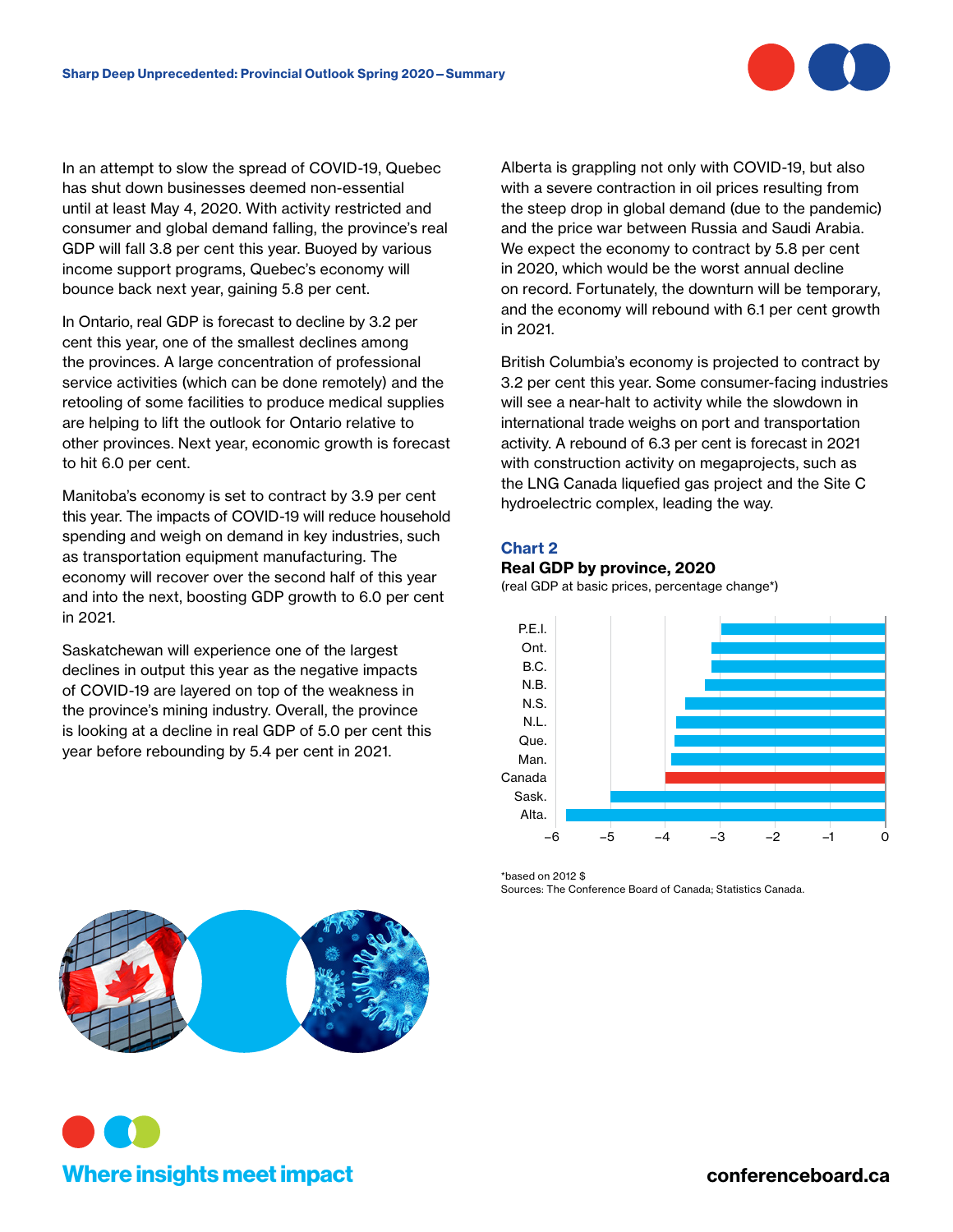In an attempt to slow the spread of COVID-19, Quebec has shut down businesses deemed non-essential until at least May 4, 2020. With activity restricted and consumer and global demand falling, the province's real GDP will fall 3.8 per cent this year. Buoyed by various income support programs, Quebec's economy will bounce back next year, gaining 5.8 per cent.

In Ontario, real GDP is forecast to decline by 3.2 per cent this year, one of the smallest declines among the provinces. A large concentration of professional service activities (which can be done remotely) and the retooling of some facilities to produce medical supplies are helping to lift the outlook for Ontario relative to other provinces. Next year, economic growth is forecast to hit 6.0 per cent.

Manitoba's economy is set to contract by 3.9 per cent this year. The impacts of COVID-19 will reduce household spending and weigh on demand in key industries, such as transportation equipment manufacturing. The economy will recover over the second half of this year and into the next, boosting GDP growth to 6.0 per cent in 2021.

Saskatchewan will experience one of the largest declines in output this year as the negative impacts of COVID-19 are layered on top of the weakness in the province's mining industry. Overall, the province is looking at a decline in real GDP of 5.0 per cent this year before rebounding by 5.4 per cent in 2021.

Alberta is grappling not only with COVID-19, but also with a severe contraction in oil prices resulting from the steep drop in global demand (due to the pandemic) and the price war between Russia and Saudi Arabia. We expect the economy to contract by 5.8 per cent in 2020, which would be the worst annual decline on record. Fortunately, the downturn will be temporary, and the economy will rebound with 6.1 per cent growth in 2021.

British Columbia's economy is projected to contract by 3.2 per cent this year. Some consumer-facing industries will see a near-halt to activity while the slowdown in international trade weighs on port and transportation activity. A rebound of 6.3 per cent is forecast in 2021 with construction activity on megaprojects, such as the LNG Canada liquefied gas project and the Site C hydroelectric complex, leading the way.

**Chart 2**

**Real GDP by province, 2020**

(real GDP at basic prices, percentage change*)

P.E.I.
Ont.
B.C.
N.B.
N.S.
N.L.
Que.
Man.
Canada
Sask.
Alta.

−6 −5 −4 −3 −2 −1 0

*based on 2012 $

Sources: The Conference Board of Canada; Statistics Canada.

Where insights meet impact

conferenceboard.ca